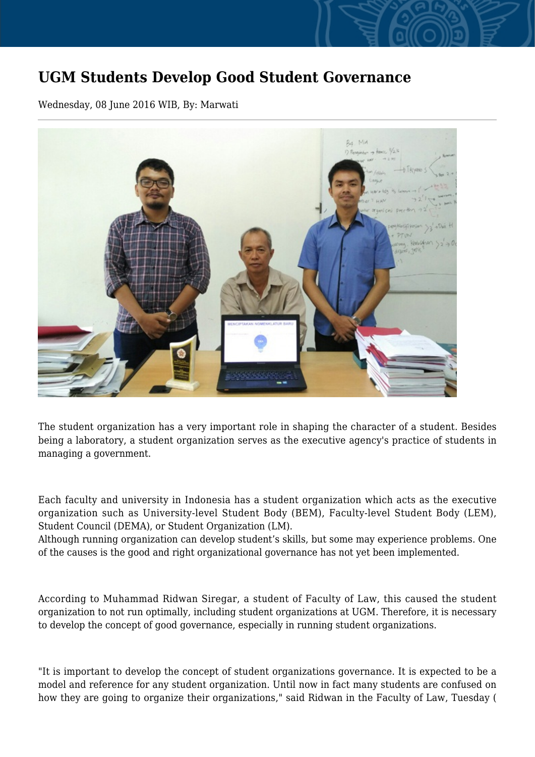# UGM Students Develop Good Student Governance

Wednesday, 08 June 2016 WIB, By: Marwati

The student organization has a very important role in shaping the character of a student. Besides being a laboratory, a student organization serves as the executive agency's practice of students in managing a government.

Each faculty and university in Indonesia has a student organization which acts as the executive organization such as University-level Student Body (BEM), Faculty-level Student Body (LEM), Student Council (DEMA), or Student Organization (LM).
Although running organization can develop student's skills, but some may experience problems. One of the causes is the good and right organizational governance has not yet been implemented.

According to Muhammad Ridwan Siregar, a student of Faculty of Law, this caused the student organization to not run optimally, including student organizations at UGM. Therefore, it is necessary to develop the concept of good governance, especially in running student organizations.

"It is important to develop the concept of student organizations governance. It is expected to be a model and reference for any student organization. Until now in fact many students are confused on how they are going to organize their organizations," said Ridwan in the Faculty of Law, Tuesday (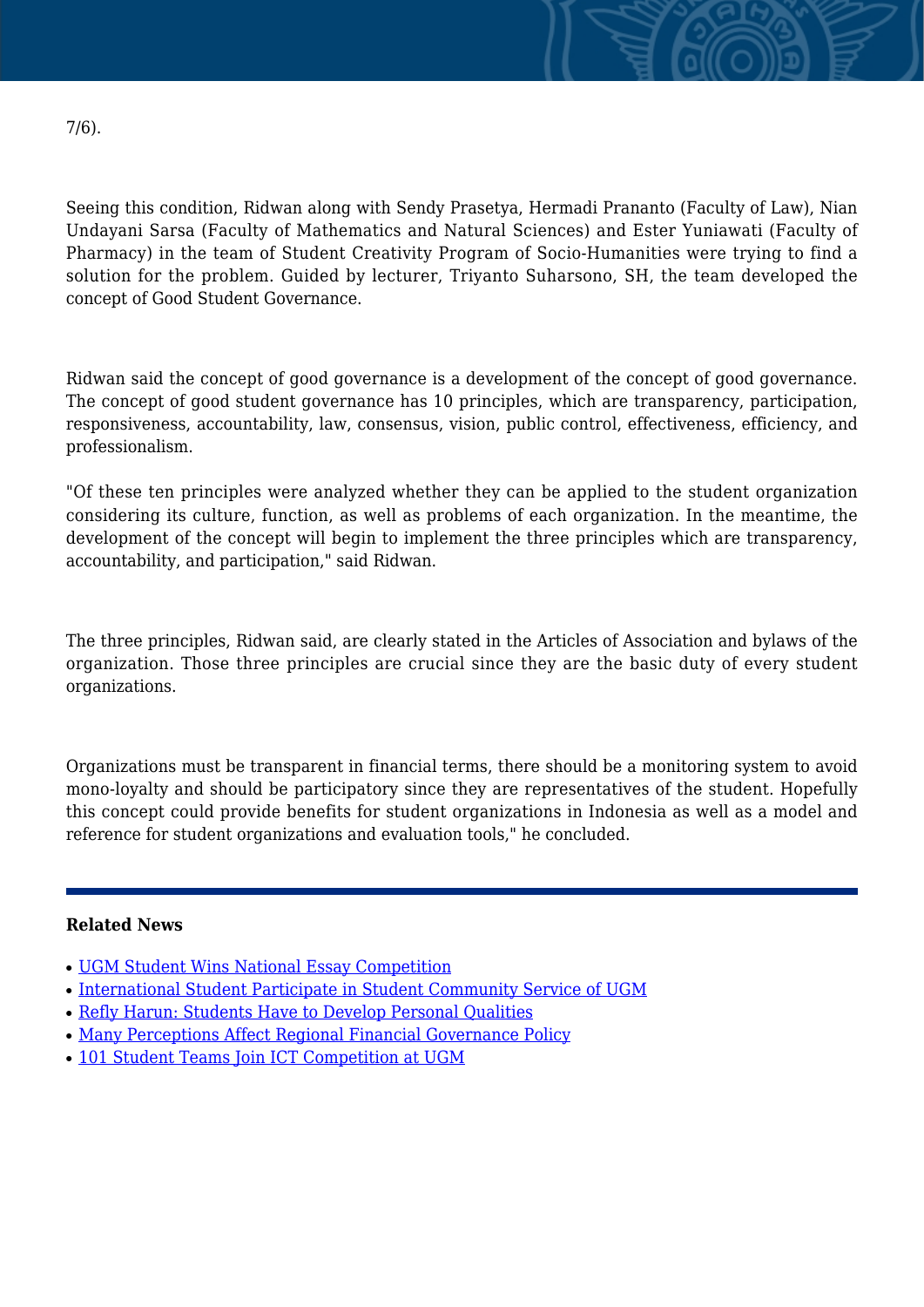7/6).

Seeing this condition, Ridwan along with Sendy Prasetya, Hermadi Prananto (Faculty of Law), Nian Undayani Sarsa (Faculty of Mathematics and Natural Sciences) and Ester Yuniawati (Faculty of Pharmacy) in the team of Student Creativity Program of Socio-Humanities were trying to find a solution for the problem. Guided by lecturer, Triyanto Suharsono, SH, the team developed the concept of Good Student Governance.

Ridwan said the concept of good governance is a development of the concept of good governance. The concept of good student governance has 10 principles, which are transparency, participation, responsiveness, accountability, law, consensus, vision, public control, effectiveness, efficiency, and professionalism.

"Of these ten principles were analyzed whether they can be applied to the student organization considering its culture, function, as well as problems of each organization. In the meantime, the development of the concept will begin to implement the three principles which are transparency, accountability, and participation," said Ridwan.

The three principles, Ridwan said, are clearly stated in the Articles of Association and bylaws of the organization. Those three principles are crucial since they are the basic duty of every student organizations.

Organizations must be transparent in financial terms, there should be a monitoring system to avoid mono-loyalty and should be participatory since they are representatives of the student. Hopefully this concept could provide benefits for student organizations in Indonesia as well as a model and reference for student organizations and evaluation tools," he concluded.

---

**Related News**

- UGM Student Wins National Essay Competition
- International Student Participate in Student Community Service of UGM
- Refly Harun: Students Have to Develop Personal Qualities
- Many Perceptions Affect Regional Financial Governance Policy
- 101 Student Teams Join ICT Competition at UGM